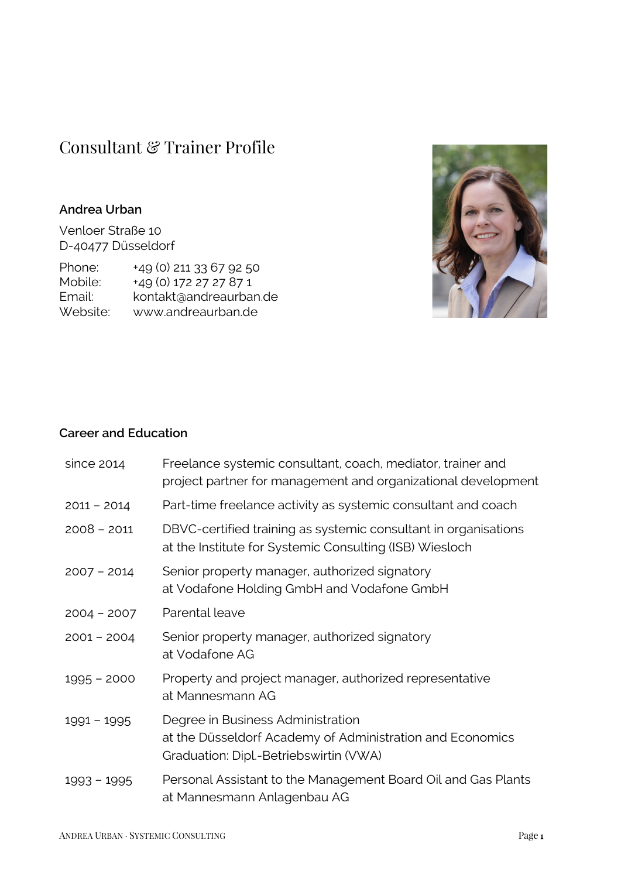# Consultant & Trainer Profile

**Andrea Urban**

Venloer Straße 10
D-40477 Düsseldorf

| | |
|---|---|
| Phone: | +49 (0) 211 33 67 92 50 |
| Mobile: | +49 (0) 172 27 27 87 1 |
| Email: | kontakt@andreaurban.de |
| Website: | www.andreaurban.de |

## Career and Education

| | |
|---|---|
| since 2014 | Freelance systemic consultant, coach, mediator, trainer and project partner for management and organizational development |
| 2011 – 2014 | Part-time freelance activity as systemic consultant and coach |
| 2008 – 2011 | DBVC-certified training as systemic consultant in organisations at the Institute for Systemic Consulting (ISB) Wiesloch |
| 2007 – 2014 | Senior property manager, authorized signatory at Vodafone Holding GmbH and Vodafone GmbH |
| 2004 – 2007 | Parental leave |
| 2001 – 2004 | Senior property manager, authorized signatory at Vodafone AG |
| 1995 – 2000 | Property and project manager, authorized representative at Mannesmann AG |
| 1991 – 1995 | Degree in Business Administration at the Düsseldorf Academy of Administration and Economics Graduation: Dipl.-Betriebswirtin (VWA) |
| 1993 – 1995 | Personal Assistant to the Management Board Oil and Gas Plants at Mannesmann Anlagenbau AG |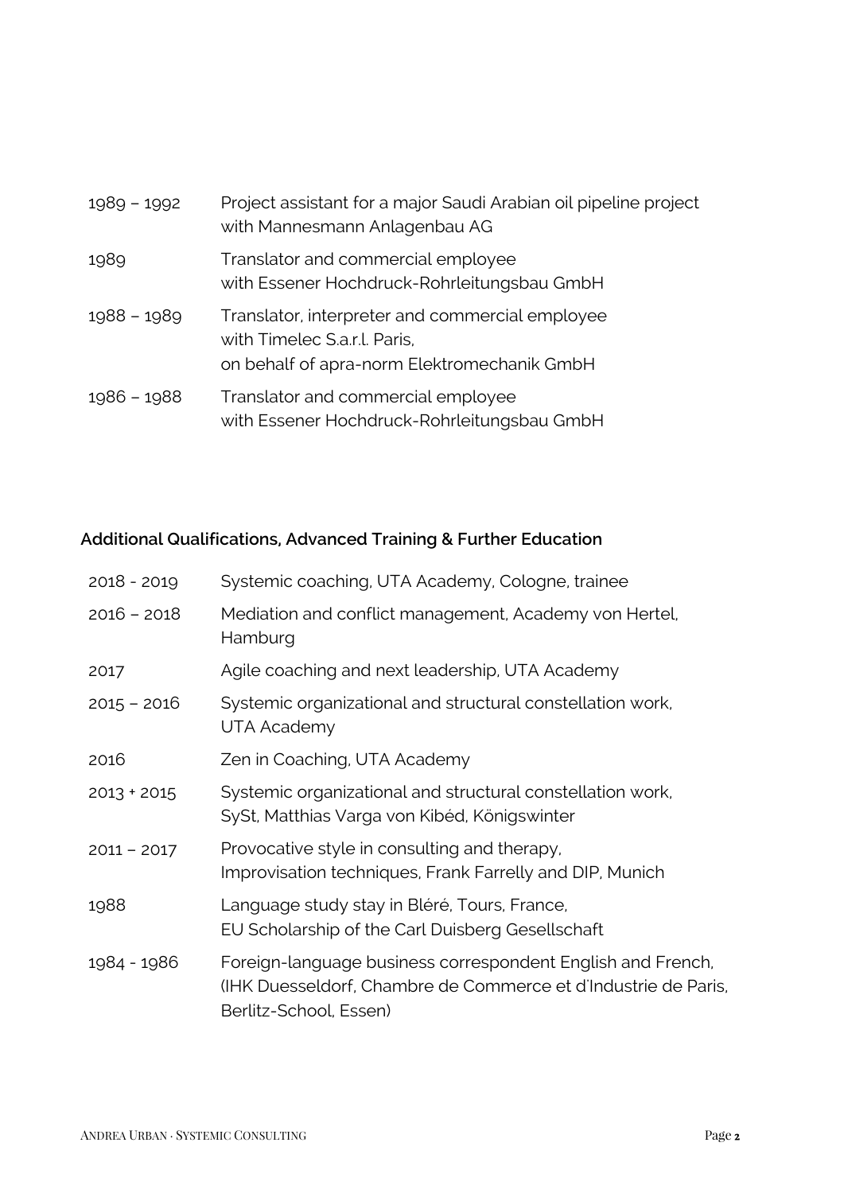| | |
|---|---|
| 1989 – 1992 | Project assistant for a major Saudi Arabian oil pipeline project with Mannesmann Anlagenbau AG |
| 1989 | Translator and commercial employee with Essener Hochdruck-Rohrleitungsbau GmbH |
| 1988 – 1989 | Translator, interpreter and commercial employee with Timelec S.a.r.l. Paris, on behalf of apra-norm Elektromechanik GmbH |
| 1986 – 1988 | Translator and commercial employee with Essener Hochdruck-Rohrleitungsbau GmbH |

### Additional Qualifications, Advanced Training & Further Education

| | |
|---|---|
| 2018 - 2019 | Systemic coaching, UTA Academy, Cologne, trainee |
| 2016 – 2018 | Mediation and conflict management, Academy von Hertel, Hamburg |
| 2017 | Agile coaching and next leadership, UTA Academy |
| 2015 – 2016 | Systemic organizational and structural constellation work, UTA Academy |
| 2016 | Zen in Coaching, UTA Academy |
| 2013 + 2015 | Systemic organizational and structural constellation work, SySt, Matthias Varga von Kibéd, Königswinter |
| 2011 – 2017 | Provocative style in consulting and therapy, Improvisation techniques, Frank Farrelly and DIP, Munich |
| 1988 | Language study stay in Bléré, Tours, France, EU Scholarship of the Carl Duisberg Gesellschaft |
| 1984 - 1986 | Foreign-language business correspondent English and French, (IHK Duesseldorf, Chambre de Commerce et d'Industrie de Paris, Berlitz-School, Essen) |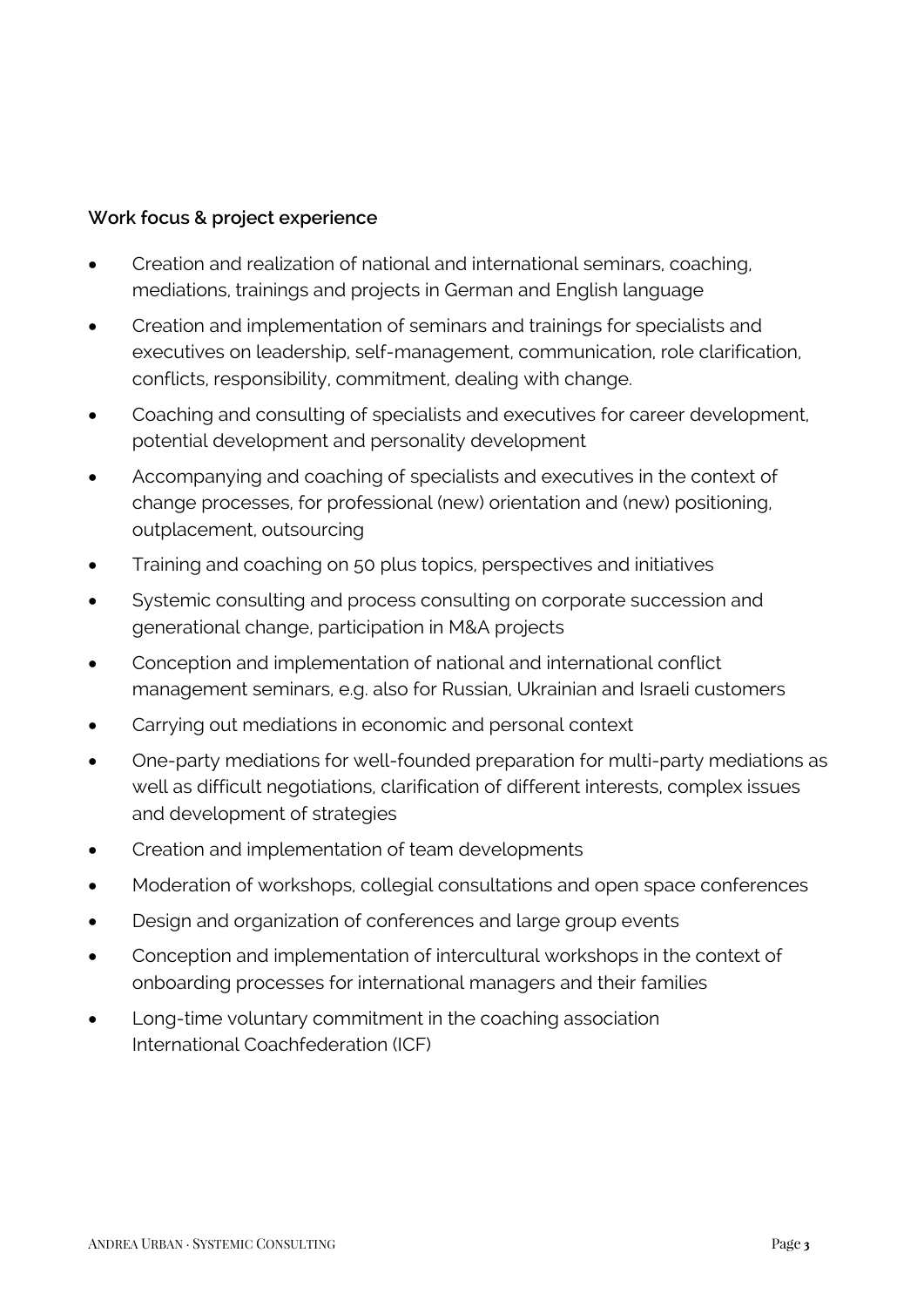**Work focus & project experience**

- Creation and realization of national and international seminars, coaching, mediations, trainings and projects in German and English language
- Creation and implementation of seminars and trainings for specialists and executives on leadership, self-management, communication, role clarification, conflicts, responsibility, commitment, dealing with change.
- Coaching and consulting of specialists and executives for career development, potential development and personality development
- Accompanying and coaching of specialists and executives in the context of change processes, for professional (new) orientation and (new) positioning, outplacement, outsourcing
- Training and coaching on 50 plus topics, perspectives and initiatives
- Systemic consulting and process consulting on corporate succession and generational change, participation in M&A projects
- Conception and implementation of national and international conflict management seminars, e.g. also for Russian, Ukrainian and Israeli customers
- Carrying out mediations in economic and personal context
- One-party mediations for well-founded preparation for multi-party mediations as well as difficult negotiations, clarification of different interests, complex issues and development of strategies
- Creation and implementation of team developments
- Moderation of workshops, collegial consultations and open space conferences
- Design and organization of conferences and large group events
- Conception and implementation of intercultural workshops in the context of onboarding processes for international managers and their families
- Long-time voluntary commitment in the coaching association International Coachfederation (ICF)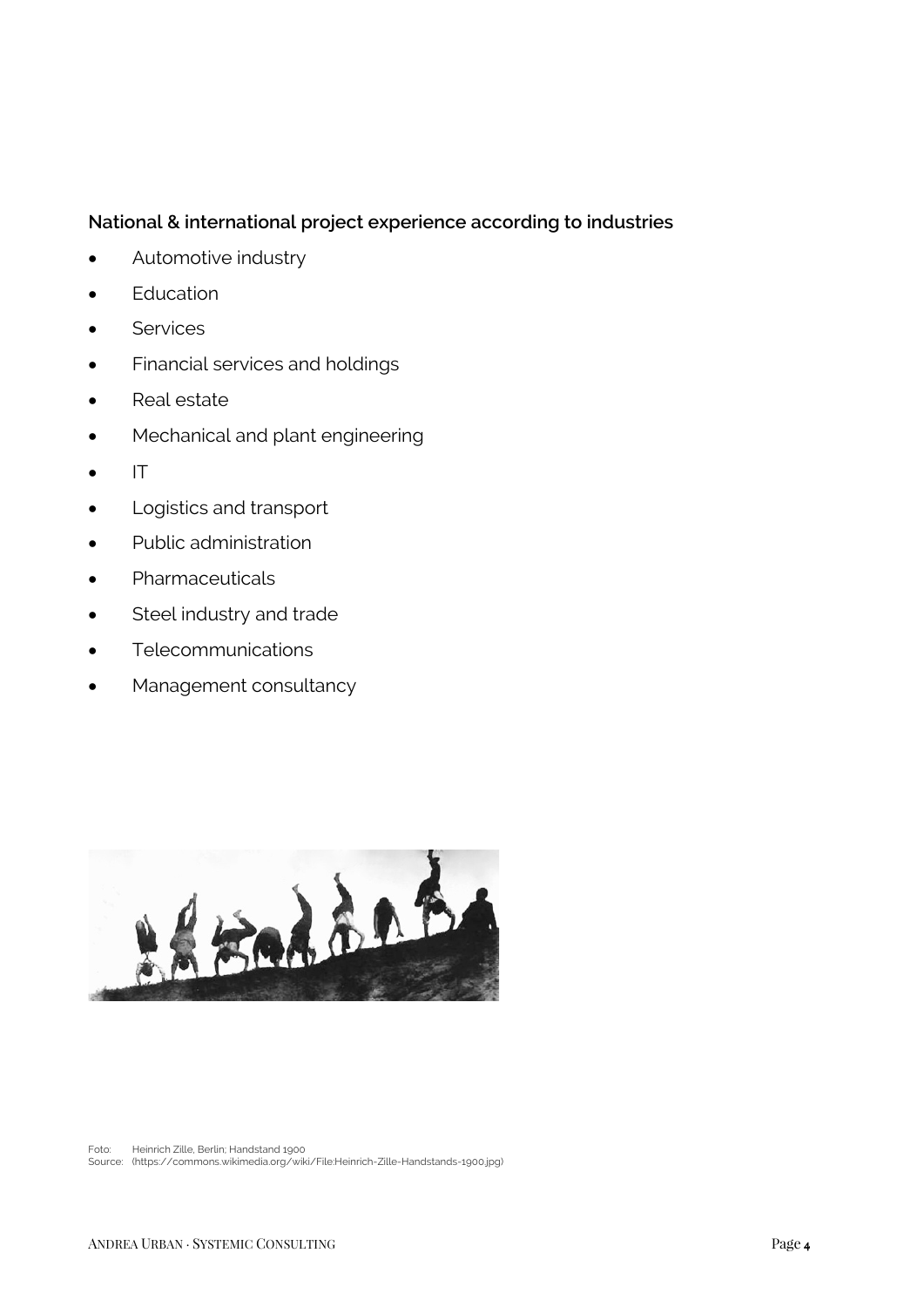**National & international project experience according to industries**

- Automotive industry
- Education
- Services
- Financial services and holdings
- Real estate
- Mechanical and plant engineering
- IT
- Logistics and transport
- Public administration
- Pharmaceuticals
- Steel industry and trade
- Telecommunications
- Management consultancy

Foto: Heinrich Zille, Berlin; Handstand 1900
Source: (https://commons.wikimedia.org/wiki/File:Heinrich-Zille-Handstands-1900.jpg)